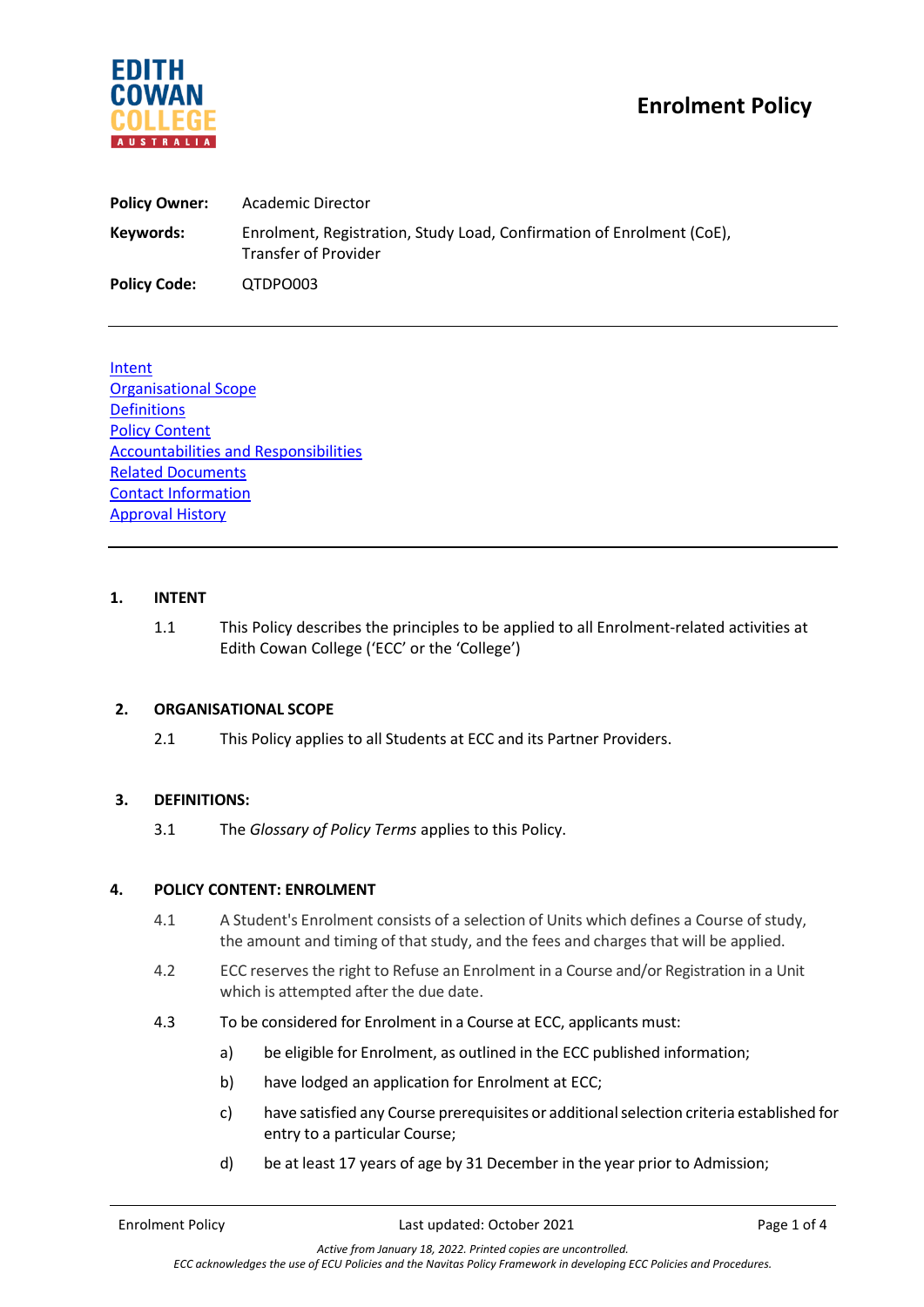# Enrolment Policy

**EDITH COWAN COLLEGE AUSTRALIA**

| | |
|---|---|
| **Policy Owner:** | Academic Director |
| **Keywords:** | Enrolment, Registration, Study Load, Confirmation of Enrolment (CoE), Transfer of Provider |
| **Policy Code:** | QTDPO003 |

---

[Intent](#)
[Organisational Scope](#)
[Definitions](#)
[Policy Content](#)
[Accountabilities and Responsibilities](#)
[Related Documents](#)
[Contact Information](#)
[Approval History](#)

---

## 1. INTENT

1.1 This Policy describes the principles to be applied to all Enrolment-related activities at Edith Cowan College ('ECC' or the 'College')

## 2. ORGANISATIONAL SCOPE

2.1 This Policy applies to all Students at ECC and its Partner Providers.

## 3. DEFINITIONS:

3.1 The *Glossary of Policy Terms* applies to this Policy.

## 4. POLICY CONTENT: ENROLMENT

4.1 A Student's Enrolment consists of a selection of Units which defines a Course of study, the amount and timing of that study, and the fees and charges that will be applied.

4.2 ECC reserves the right to Refuse an Enrolment in a Course and/or Registration in a Unit which is attempted after the due date.

4.3 To be considered for Enrolment in a Course at ECC, applicants must:

a) be eligible for Enrolment, as outlined in the ECC published information;

b) have lodged an application for Enrolment at ECC;

c) have satisfied any Course prerequisites or additional selection criteria established for entry to a particular Course;

d) be at least 17 years of age by 31 December in the year prior to Admission;

*Active from January 18, 2022. Printed copies are uncontrolled.*
*ECC acknowledges the use of ECU Policies and the Navitas Policy Framework in developing ECC Policies and Procedures.*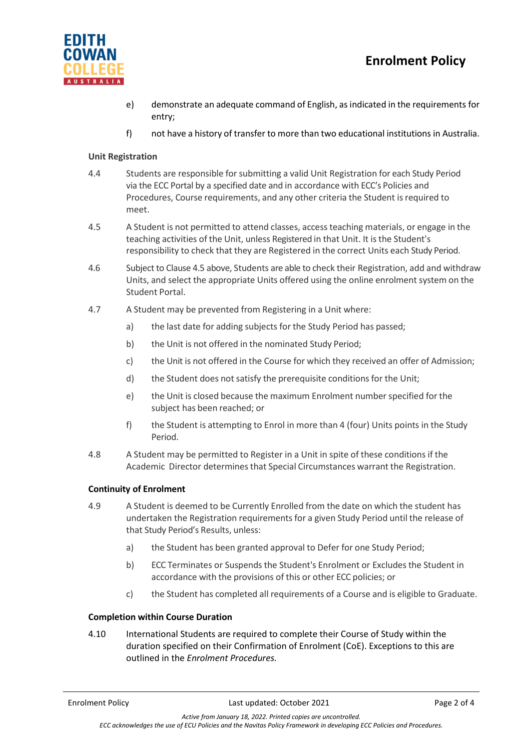e) demonstrate an adequate command of English, as indicated in the requirements for entry;

f) not have a history of transfer to more than two educational institutions in Australia.

**Unit Registration**

4.4 Students are responsible for submitting a valid Unit Registration for each Study Period via the ECC Portal by a specified date and in accordance with ECC's Policies and Procedures, Course requirements, and any other criteria the Student is required to meet.

4.5 A Student is not permitted to attend classes, access teaching materials, or engage in the teaching activities of the Unit, unless Registered in that Unit. It is the Student's responsibility to check that they are Registered in the correct Units each Study Period.

4.6 Subject to Clause 4.5 above, Students are able to check their Registration, add and withdraw Units, and select the appropriate Units offered using the online enrolment system on the Student Portal.

4.7 A Student may be prevented from Registering in a Unit where:

a) the last date for adding subjects for the Study Period has passed;

b) the Unit is not offered in the nominated Study Period;

c) the Unit is not offered in the Course for which they received an offer of Admission;

d) the Student does not satisfy the prerequisite conditions for the Unit;

e) the Unit is closed because the maximum Enrolment number specified for the subject has been reached; or

f) the Student is attempting to Enrol in more than 4 (four) Units points in the Study Period.

4.8 A Student may be permitted to Register in a Unit in spite of these conditions if the Academic Director determines that Special Circumstances warrant the Registration.

**Continuity of Enrolment**

4.9 A Student is deemed to be Currently Enrolled from the date on which the student has undertaken the Registration requirements for a given Study Period until the release of that Study Period's Results, unless:

a) the Student has been granted approval to Defer for one Study Period;

b) ECC Terminates or Suspends the Student's Enrolment or Excludes the Student in accordance with the provisions of this or other ECC policies; or

c) the Student has completed all requirements of a Course and is eligible to Graduate.

**Completion within Course Duration**

4.10 International Students are required to complete their Course of Study within the duration specified on their Confirmation of Enrolment (CoE). Exceptions to this are outlined in the *Enrolment Procedures*.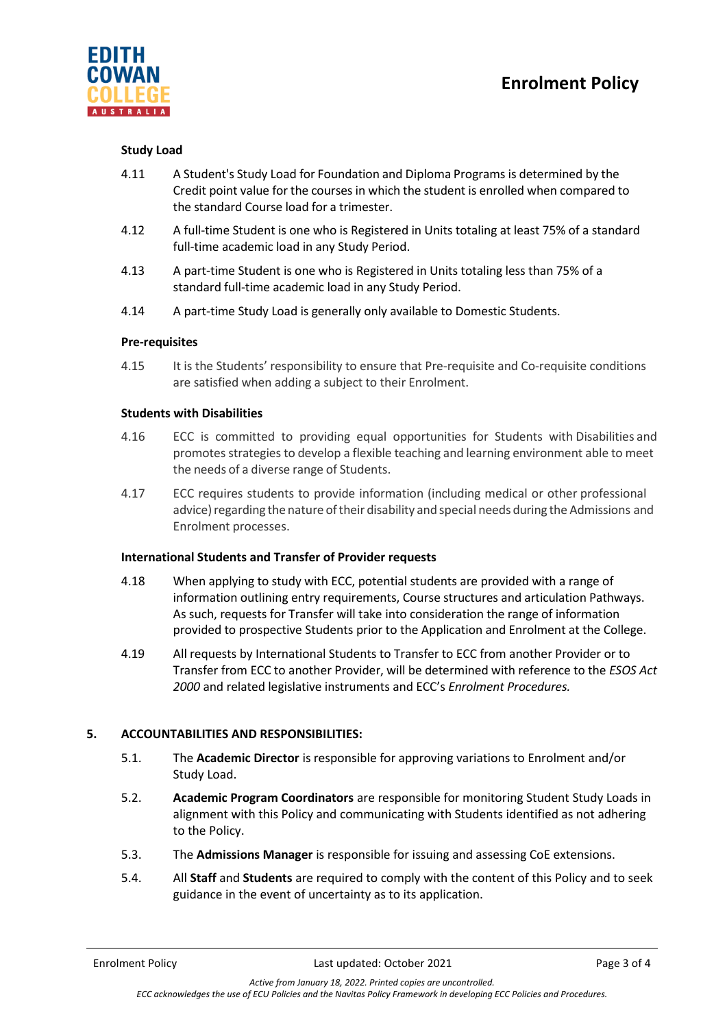### Study Load

4.11 A Student's Study Load for Foundation and Diploma Programs is determined by the Credit point value for the courses in which the student is enrolled when compared to the standard Course load for a trimester.

4.12 A full-time Student is one who is Registered in Units totaling at least 75% of a standard full-time academic load in any Study Period.

4.13 A part-time Student is one who is Registered in Units totaling less than 75% of a standard full-time academic load in any Study Period.

4.14 A part-time Study Load is generally only available to Domestic Students.

### Pre-requisites

4.15 It is the Students' responsibility to ensure that Pre-requisite and Co-requisite conditions are satisfied when adding a subject to their Enrolment.

### Students with Disabilities

4.16 ECC is committed to providing equal opportunities for Students with Disabilities and promotes strategies to develop a flexible teaching and learning environment able to meet the needs of a diverse range of Students.

4.17 ECC requires students to provide information (including medical or other professional advice) regarding the nature of their disability and special needs during the Admissions and Enrolment processes.

### International Students and Transfer of Provider requests

4.18 When applying to study with ECC, potential students are provided with a range of information outlining entry requirements, Course structures and articulation Pathways. As such, requests for Transfer will take into consideration the range of information provided to prospective Students prior to the Application and Enrolment at the College.

4.19 All requests by International Students to Transfer to ECC from another Provider or to Transfer from ECC to another Provider, will be determined with reference to the *ESOS Act 2000* and related legislative instruments and ECC's *Enrolment Procedures.*

## 5. ACCOUNTABILITIES AND RESPONSIBILITIES:

5.1. The **Academic Director** is responsible for approving variations to Enrolment and/or Study Load.

5.2. **Academic Program Coordinators** are responsible for monitoring Student Study Loads in alignment with this Policy and communicating with Students identified as not adhering to the Policy.

5.3. The **Admissions Manager** is responsible for issuing and assessing CoE extensions.

5.4. All **Staff** and **Students** are required to comply with the content of this Policy and to seek guidance in the event of uncertainty as to its application.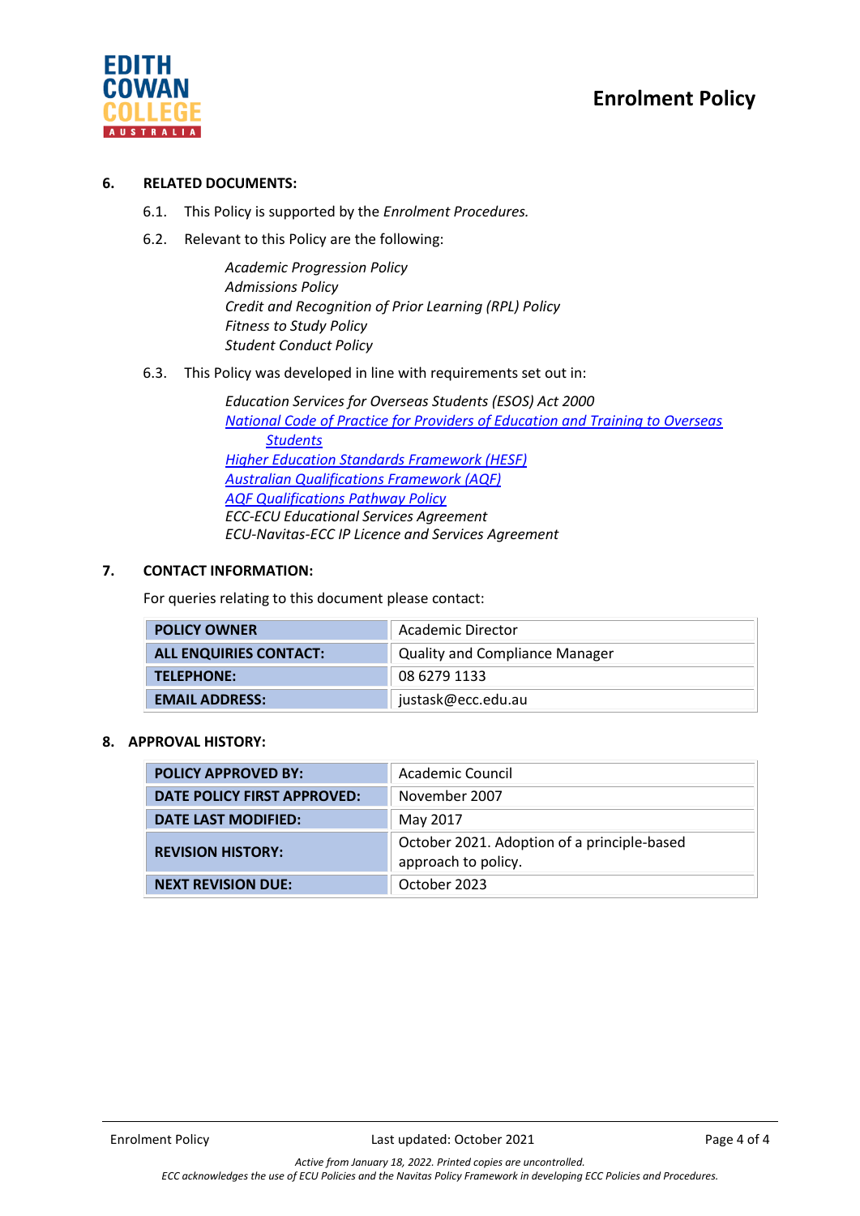## 6. RELATED DOCUMENTS:

6.1. This Policy is supported by the *Enrolment Procedures.*

6.2. Relevant to this Policy are the following:

*Academic Progression Policy*
*Admissions Policy*
*Credit and Recognition of Prior Learning (RPL) Policy*
*Fitness to Study Policy*
*Student Conduct Policy*

6.3. This Policy was developed in line with requirements set out in:

*Education Services for Overseas Students (ESOS) Act 2000*
*National Code of Practice for Providers of Education and Training to Overseas Students*
*Higher Education Standards Framework (HESF)*
*Australian Qualifications Framework (AQF)*
*AQF Qualifications Pathway Policy*
*ECC-ECU Educational Services Agreement*
*ECU-Navitas-ECC IP Licence and Services Agreement*

## 7. CONTACT INFORMATION:

For queries relating to this document please contact:

| | |
|---|---|
| **POLICY OWNER** | Academic Director |
| **ALL ENQUIRIES CONTACT:** | Quality and Compliance Manager |
| **TELEPHONE:** | 08 6279 1133 |
| **EMAIL ADDRESS:** | justask@ecc.edu.au |

## 8. APPROVAL HISTORY:

| | |
|---|---|
| **POLICY APPROVED BY:** | Academic Council |
| **DATE POLICY FIRST APPROVED:** | November 2007 |
| **DATE LAST MODIFIED:** | May 2017 |
| **REVISION HISTORY:** | October 2021. Adoption of a principle-based approach to policy. |
| **NEXT REVISION DUE:** | October 2023 |

*Active from January 18, 2022. Printed copies are uncontrolled.*
*ECC acknowledges the use of ECU Policies and the Navitas Policy Framework in developing ECC Policies and Procedures.*